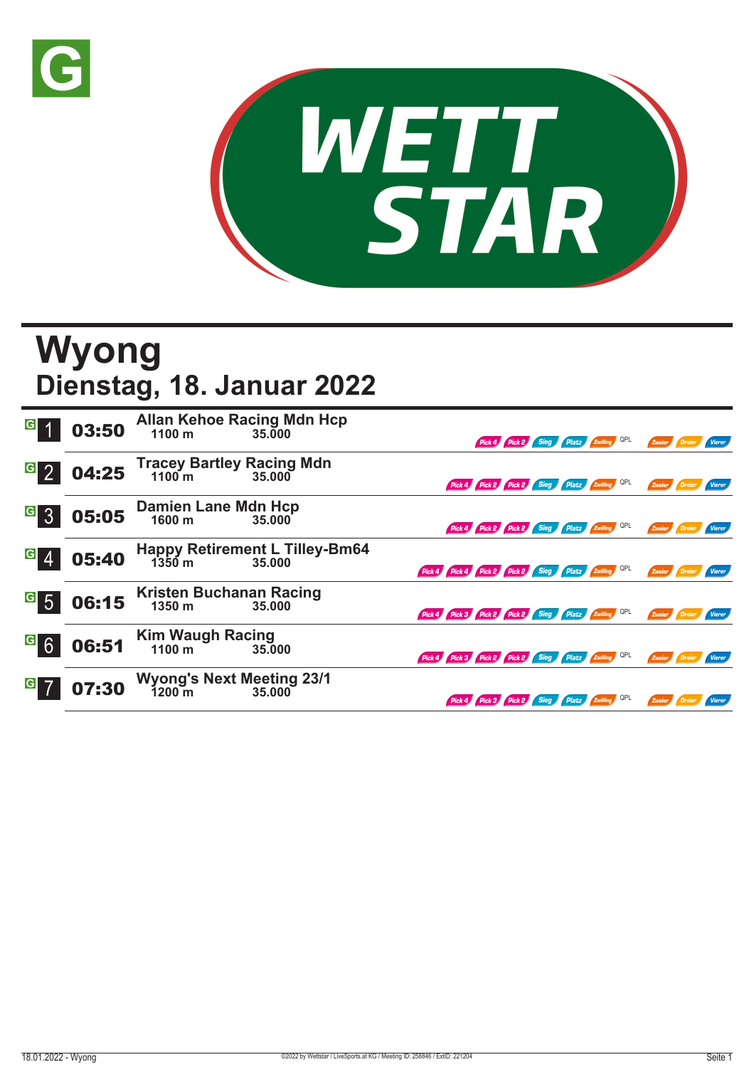# Wyong

## Dienstag, 18. Januar 2022

| Nr. | Zeit | Rennen | Distanz | Preisgeld | Wetten |
|---|---|---|---|---|---|
| 1 | 03:50 | Allan Kehoe Racing Mdn Hcp | 1100 m | 35.000 | Pick 4, Pick 2, Sieg, Platz, Zwilling, QPL, Zweier, Dreier, Vierer |
| 2 | 04:25 | Tracey Bartley Racing Mdn | 1100 m | 35.000 | Pick 4, Pick 2, Pick 2, Sieg, Platz, Zwilling, QPL, Zweier, Dreier, Vierer |
| 3 | 05:05 | Damien Lane Mdn Hcp | 1600 m | 35.000 | Pick 4, Pick 2, Pick 2, Sieg, Platz, Zwilling, QPL, Zweier, Dreier, Vierer |
| 4 | 05:40 | Happy Retirement L Tilley-Bm64 | 1350 m | 35.000 | Pick 4, Pick 4, Pick 2, Pick 2, Sieg, Platz, Zwilling, QPL, Zweier, Dreier, Vierer |
| 5 | 06:15 | Kristen Buchanan Racing | 1350 m | 35.000 | Pick 4, Pick 3, Pick 2, Pick 2, Sieg, Platz, Zwilling, QPL, Zweier, Dreier, Vierer |
| 6 | 06:51 | Kim Waugh Racing | 1100 m | 35.000 | Pick 4, Pick 3, Pick 2, Pick 2, Sieg, Platz, Zwilling, QPL, Zweier, Dreier, Vierer |
| 7 | 07:30 | Wyong's Next Meeting 23/1 | 1200 m | 35.000 | Pick 4, Pick 3, Pick 2, Sieg, Platz, Zwilling, QPL, Zweier, Dreier, Vierer |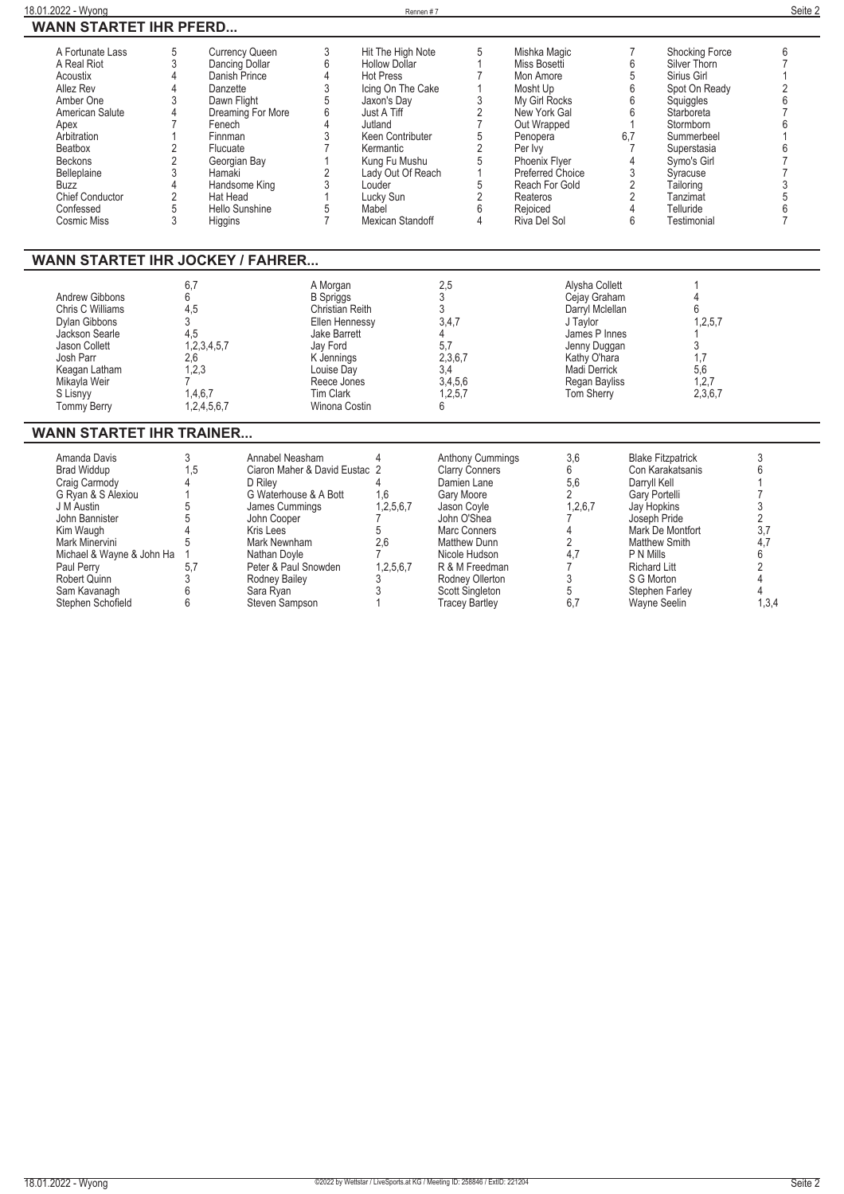## WANN STARTET IHR PFERD...

| Pferd | Rennen | Pferd | Rennen | Pferd | Rennen | Pferd | Rennen | Pferd | Rennen |
|---|---|---|---|---|---|---|---|---|---|
| A Fortunate Lass | 5 | Currency Queen | 3 | Hit The High Note | 5 | Mishka Magic | 7 | Shocking Force | 6 |
| A Real Riot | 3 | Dancing Dollar | 6 | Hollow Dollar | 1 | Miss Bosetti | 6 | Silver Thorn | 7 |
| Acoustix | 4 | Danish Prince | 4 | Hot Press | 7 | Mon Amore | 5 | Sirius Girl | 1 |
| Allez Rev | 4 | Danzette | 3 | Icing On The Cake | 1 | Mosht Up | 6 | Spot On Ready | 2 |
| Amber One | 3 | Dawn Flight | 5 | Jaxon's Day | 3 | My Girl Rocks | 6 | Squiggles | 6 |
| American Salute | 4 | Dreaming For More | 6 | Just A Tiff | 2 | New York Gal | 6 | Starboreta | 7 |
| Apex | 7 | Fenech | 4 | Jutland | 7 | Out Wrapped | 1 | Stormborn | 6 |
| Arbitration | 1 | Finnman | 3 | Keen Contributer | 5 | Penopera | 6,7 | Summerbeel | 1 |
| Beatbox | 2 | Flucuate | 7 | Kermantic | 2 | Per Ivy | 7 | Superstasia | 6 |
| Beckons | 2 | Georgian Bay | 1 | Kung Fu Mushu | 5 | Phoenix Flyer | 4 | Symo's Girl | 7 |
| Belleplaine | 3 | Hamaki | 2 | Lady Out Of Reach | 1 | Preferred Choice | 3 | Syracuse | 7 |
| Buzz | 4 | Handsome King | 3 | Louder | 5 | Reach For Gold | 2 | Tailoring | 3 |
| Chief Conductor | 2 | Hat Head | 1 | Lucky Sun | 2 | Reateros | 2 | Tanzimat | 5 |
| Confessed | 5 | Hello Sunshine | 5 | Mabel | 6 | Rejoiced | 4 | Telluride | 6 |
| Cosmic Miss | 3 | Higgins | 7 | Mexican Standoff | 4 | Riva Del Sol | 6 | Testimonial | 7 |

## WANN STARTET IHR JOCKEY / FAHRER...

| Jockey | Rennen | Jockey | Rennen | Jockey | Rennen |
|---|---|---|---|---|---|
| | 6,7 | A Morgan | 2,5 | Alysha Collett | 1 |
| Andrew Gibbons | 6 | B Spriggs | 3 | Cejay Graham | 4 |
| Chris C Williams | 4,5 | Christian Reith | 3 | Darryl Mclellan | 6 |
| Dylan Gibbons | 3 | Ellen Hennessy | 3,4,7 | J Taylor | 1,2,5,7 |
| Jackson Searle | 4,5 | Jake Barrett | 4 | James P Innes | 1 |
| Jason Collett | 1,2,3,4,5,7 | Jay Ford | 5,7 | Jenny Duggan | 3 |
| Josh Parr | 2,6 | K Jennings | 2,3,6,7 | Kathy O'hara | 1,7 |
| Keagan Latham | 1,2,3 | Louise Day | 3,4 | Madi Derrick | 5,6 |
| Mikayla Weir | 7 | Reece Jones | 3,4,5,6 | Regan Bayliss | 1,2,7 |
| S Lisnyy | 1,4,6,7 | Tim Clark | 1,2,5,7 | Tom Sherry | 2,3,6,7 |
| Tommy Berry | 1,2,4,5,6,7 | Winona Costin | 6 | | |

## WANN STARTET IHR TRAINER...

| Trainer | Rennen | Trainer | Rennen | Trainer | Rennen | Trainer | Rennen |
|---|---|---|---|---|---|---|---|
| Amanda Davis | 3 | Annabel Neasham | 4 | Anthony Cummings | 3,6 | Blake Fitzpatrick | 3 |
| Brad Widdup | 1,5 | Ciaron Maher & David Eustac | 2 | Clarry Conners | 6 | Con Karakatsanis | 6 |
| Craig Carmody | 4 | D Riley | 4 | Damien Lane | 5,6 | Darryll Kell | 1 |
| G Ryan & S Alexiou | 1 | G Waterhouse & A Bott | 1,6 | Gary Moore | 2 | Gary Portelli | 7 |
| J M Austin | 5 | James Cummings | 1,2,5,6,7 | Jason Coyle | 1,2,6,7 | Jay Hopkins | 3 |
| John Bannister | 5 | John Cooper | 7 | John O'Shea | 7 | Joseph Pride | 2 |
| Kim Waugh | 4 | Kris Lees | 5 | Marc Conners | 4 | Mark De Montfort | 3,7 |
| Mark Minervini | 5 | Mark Newnham | 2,6 | Matthew Dunn | 2 | Matthew Smith | 4,7 |
| Michael & Wayne & John Ha | 1 | Nathan Doyle | 7 | Nicole Hudson | 4,7 | P N Mills | 6 |
| Paul Perry | 5,7 | Peter & Paul Snowden | 1,2,5,6,7 | R & M Freedman | 7 | Richard Litt | 2 |
| Robert Quinn | 3 | Rodney Bailey | 3 | Rodney Ollerton | 3 | S G Morton | 4 |
| Sam Kavanagh | 6 | Sara Ryan | 3 | Scott Singleton | 5 | Stephen Farley | 4 |
| Stephen Schofield | 6 | Steven Sampson | 1 | Tracey Bartley | 6,7 | Wayne Seelin | 1,3,4 |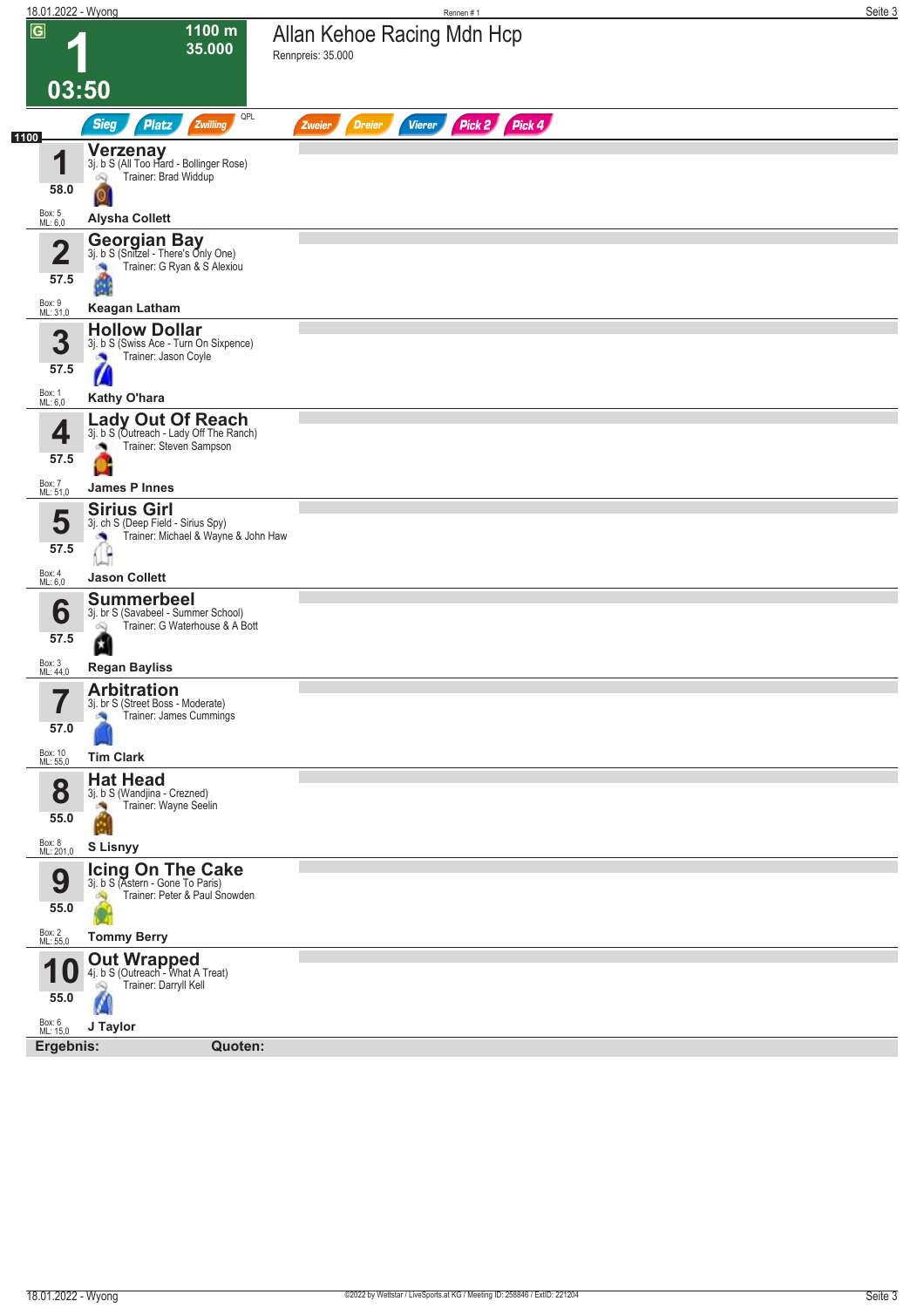# 1

**1100 m**
**35.000**

**03:50**

## Allan Kehoe Racing Mdn Hcp

Rennpreis: 35.000

Sieg | Platz | Zwilling | QPL | Zweier | Dreier | Vierer | Pick 2 | Pick 4

1100

| Nr. | Gewicht | Pferd | Details | Trainer | Jockey | Box | ML |
|---|---|---|---|---|---|---|---|
| 1 | 58.0 | **Verzenay** | 3j. b S (All Too Hard - Bollinger Rose) | Brad Widdup | **Alysha Collett** | 5 | 6,0 |
| 2 | 57.5 | **Georgian Bay** | 3j. b S (Snitzel - There's Only One) | G Ryan & S Alexiou | **Keagan Latham** | 9 | 31,0 |
| 3 | 57.5 | **Hollow Dollar** | 3j. b S (Swiss Ace - Turn On Sixpence) | Jason Coyle | **Kathy O'hara** | 1 | 6,0 |
| 4 | 57.5 | **Lady Out Of Reach** | 3j. b S (Outreach - Lady Off The Ranch) | Steven Sampson | **James P Innes** | 7 | 51,0 |
| 5 | 57.5 | **Sirius Girl** | 3j. ch S (Deep Field - Sirius Spy) | Michael & Wayne & John Haw | **Jason Collett** | 4 | 6,0 |
| 6 | 57.5 | **Summerbeel** | 3j. br S (Savabeel - Summer School) | G Waterhouse & A Bott | **Regan Bayliss** | 3 | 44,0 |
| 7 | 57.0 | **Arbitration** | 3j. br S (Street Boss - Moderate) | James Cummings | **Tim Clark** | 10 | 55,0 |
| 8 | 55.0 | **Hat Head** | 3j. b S (Wandjina - Crezned) | Wayne Seelin | **S Lisnyy** | 8 | 201,0 |
| 9 | 55.0 | **Icing On The Cake** | 3j. b S (Astern - Gone To Paris) | Peter & Paul Snowden | **Tommy Berry** | 2 | 55,0 |
| 10 | 55.0 | **Out Wrapped** | 4j. b S (Outreach - What A Treat) | Darryll Kell | **J Taylor** | 6 | 15,0 |

**Ergebnis:** **Quoten:**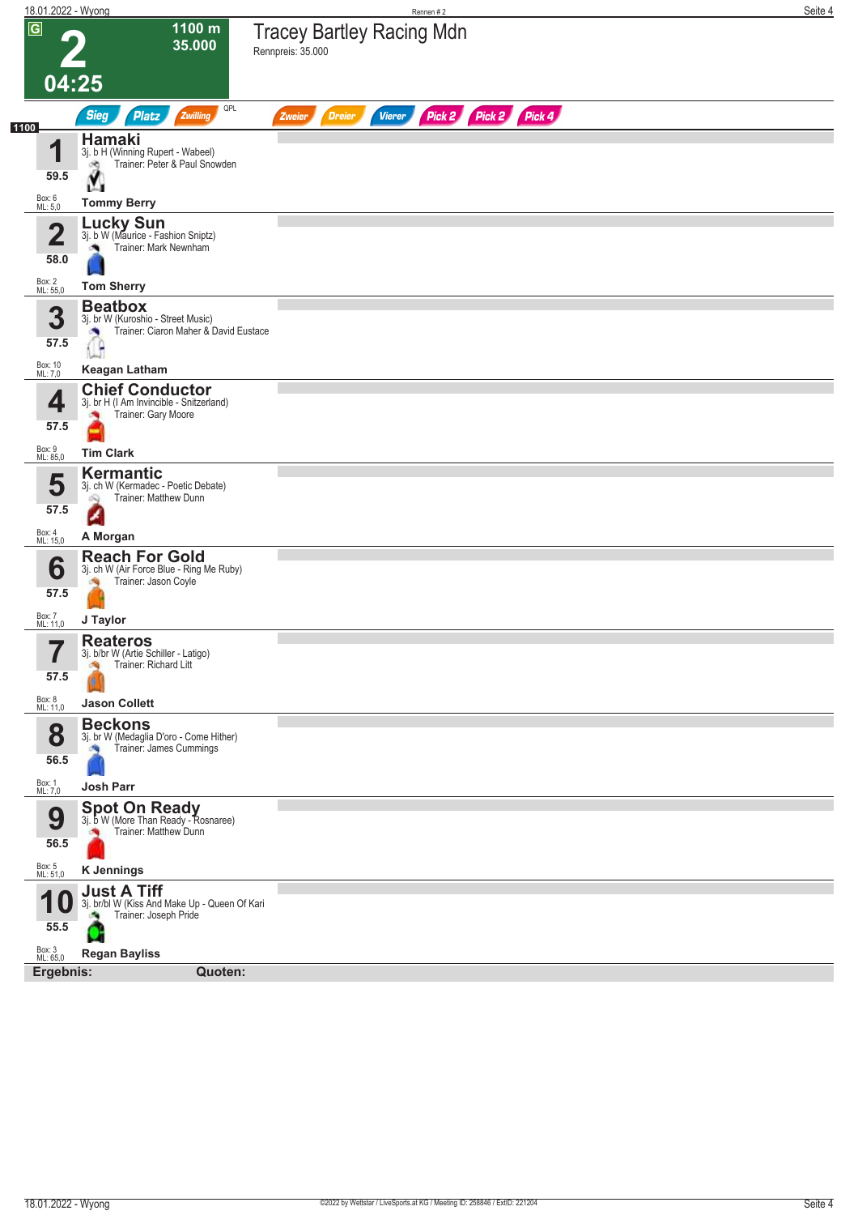# 2

**1100 m**
**35.000**

**04:25**

## Tracey Bartley Racing Mdn

Rennpreis: 35.000

Sieg | Platz | Zwilling | QPL | Zweier | Dreier | Vierer | Pick 2 | Pick 2 | Pick 4

1100

| Nr. | Gewicht | Box / ML | Pferd | Abstammung | Trainer | Jockey |
|---|---|---|---|---|---|---|
| 1 | 59.5 | Box: 6, ML: 5,0 | **Hamaki** | 3j. b H (Winning Rupert - Wabeel) | Trainer: Peter & Paul Snowden | Tommy Berry |
| 2 | 58.0 | Box: 2, ML: 55,0 | **Lucky Sun** | 3j. b W (Maurice - Fashion Sniptz) | Trainer: Mark Newnham | Tom Sherry |
| 3 | 57.5 | Box: 10, ML: 7,0 | **Beatbox** | 3j. br W (Kuroshio - Street Music) | Trainer: Ciaron Maher & David Eustace | Keagan Latham |
| 4 | 57.5 | Box: 9, ML: 85,0 | **Chief Conductor** | 3j. br H (I Am Invincible - Snitzerland) | Trainer: Gary Moore | Tim Clark |
| 5 | 57.5 | Box: 4, ML: 15,0 | **Kermantic** | 3j. ch W (Kermadec - Poetic Debate) | Trainer: Matthew Dunn | A Morgan |
| 6 | 57.5 | Box: 7, ML: 11,0 | **Reach For Gold** | 3j. ch W (Air Force Blue - Ring Me Ruby) | Trainer: Jason Coyle | J Taylor |
| 7 | 57.5 | Box: 8, ML: 11,0 | **Reateros** | 3j. b/br W (Artie Schiller - Latigo) | Trainer: Richard Litt | Jason Collett |
| 8 | 56.5 | Box: 1, ML: 7,0 | **Beckons** | 3j. br W (Medaglia D'oro - Come Hither) | Trainer: James Cummings | Josh Parr |
| 9 | 56.5 | Box: 5, ML: 51,0 | **Spot On Ready** | 3j. b W (More Than Ready - Rosnaree) | Trainer: Matthew Dunn | K Jennings |
| 10 | 55.5 | Box: 3, ML: 65,0 | **Just A Tiff** | 3j. br/bl W (Kiss And Make Up - Queen Of Kari | Trainer: Joseph Pride | Regan Bayliss |

**Ergebnis:** **Quoten:**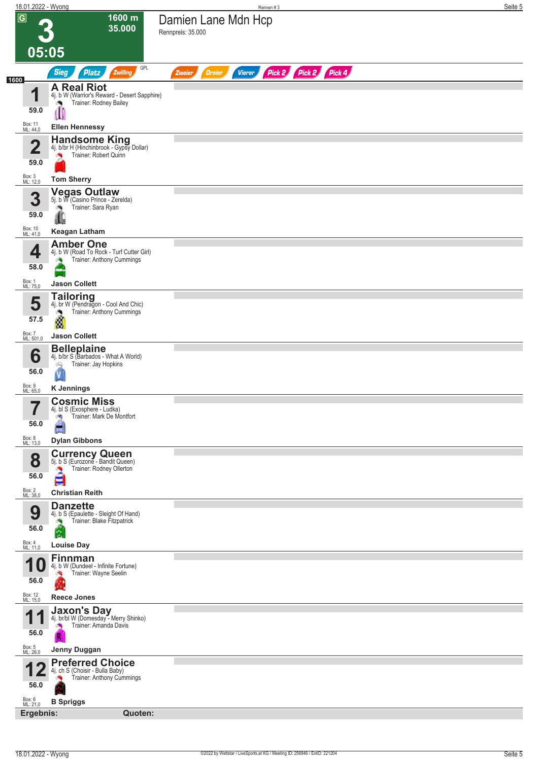# 3 — Damien Lane Mdn Hcp

**G** | 1600 m | 35.000 | 05:05

Rennpreis: 35.000

Sieg | Platz | Zwilling | QPL | Zweier | Dreier | Vierer | Pick 2 | Pick 2 | Pick 4

**1600**

| Nr. | Pferd | Details | Trainer | Gewicht | Jockey | Box | ML |
|---|---|---|---|---|---|---|---|
| 1 | **A Real Riot** | 4j. b W (Warrior's Reward - Desert Sapphire) | Rodney Bailey | 59.0 | Ellen Hennessy | 11 | 44,0 |
| 2 | **Handsome King** | 4j. b/br H (Hinchinbrook - Gypsy Dollar) | Robert Quinn | 59.0 | Tom Sherry | 3 | 12,0 |
| 3 | **Vegas Outlaw** | 5j. b W (Casino Prince - Zerelda) | Sara Ryan | 59.0 | Keagan Latham | 10 | 41,0 |
| 4 | **Amber One** | 4j. b W (Road To Rock - Turf Cutter Girl) | Anthony Cummings | 58.0 | Jason Collett | 1 | 75,0 |
| 5 | **Tailoring** | 4j. br W (Pendragon - Cool And Chic) | Anthony Cummings | 57.5 | Jason Collett | 7 | 501,0 |
| 6 | **Belleplaine** | 4j. b/br S (Barbados - What A World) | Jay Hopkins | 56.0 | K Jennings | 9 | 65,0 |
| 7 | **Cosmic Miss** | 4j. bl S (Exosphere - Ludka) | Mark De Montfort | 56.0 | Dylan Gibbons | 8 | 13,0 |
| 8 | **Currency Queen** | 5j. b S (Eurozone - Bandit Queen) | Rodney Ollerton | 56.0 | Christian Reith | 2 | 38,0 |
| 9 | **Danzette** | 4j. b S (Epaulette - Sleight Of Hand) | Blake Fitzpatrick | 56.0 | Louise Day | 4 | 11,0 |
| 10 | **Finnman** | 4j. b W (Dundeel - Infinite Fortune) | Wayne Seelin | 56.0 | Reece Jones | 12 | 15,0 |
| 11 | **Jaxon's Day** | 4j. br/bl W (Domesday - Merry Shinko) | Amanda Davis | 56.0 | Jenny Duggan | 5 | 26,0 |
| 12 | **Preferred Choice** | 4j. ch S (Choisir - Bulla Baby) | Anthony Cummings | 56.0 | B Spriggs | 6 | 21,0 |

**Ergebnis:** | **Quoten:**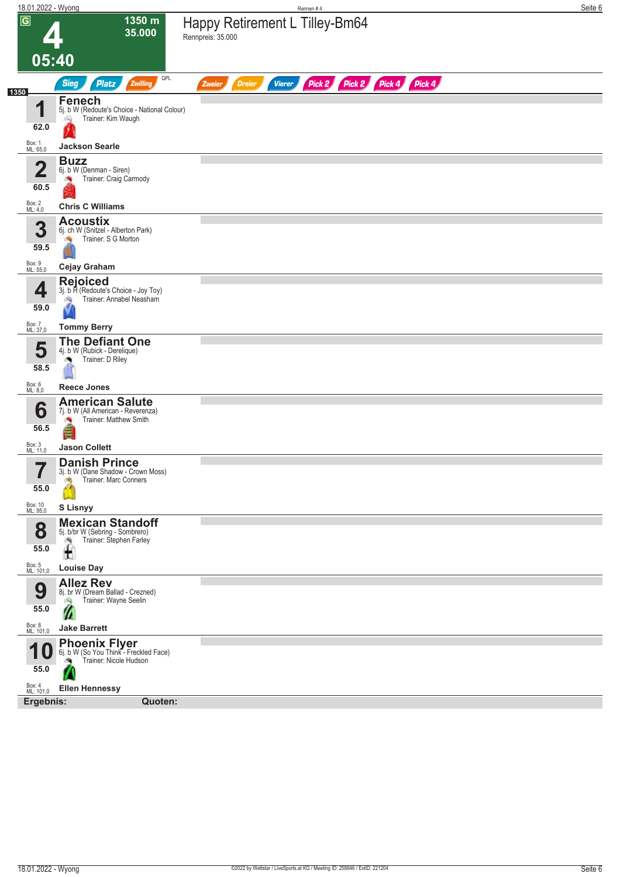# 4

**1350 m**
**35.000**

**05:40**

## Happy Retirement L Tilley-Bm64

Rennpreis: 35.000

Sieg | Platz | Zwilling | QPL | Zweier | Dreier | Vierer | Pick 2 | Pick 2 | Pick 4 | Pick 4

1350

| Nr. | Gewicht | Box / ML | Pferd | Abstammung | Trainer | Jockey |
|---|---|---|---|---|---|---|
| 1 | 62.0 | Box: 1, ML: 65,0 | **Fenech** | 5j. b W (Redoute's Choice - National Colour) | Trainer: Kim Waugh | Jackson Searle |
| 2 | 60.5 | Box: 2, ML: 4,0 | **Buzz** | 6j. b W (Denman - Siren) | Trainer: Craig Carmody | Chris C Williams |
| 3 | 59.5 | Box: 9, ML: 55,0 | **Acoustix** | 6j. ch W (Snitzel - Alberton Park) | Trainer: S G Morton | Cejay Graham |
| 4 | 59.0 | Box: 7, ML: 37,0 | **Rejoiced** | 3j. b H (Redoute's Choice - Joy Toy) | Trainer: Annabel Neasham | Tommy Berry |
| 5 | 58.5 | Box: 6, ML: 8,0 | **The Defiant One** | 4j. b W (Rubick - Derelique) | Trainer: D Riley | Reece Jones |
| 6 | 56.5 | Box: 3, ML: 11,0 | **American Salute** | 7j. b W (All American - Reverenza) | Trainer: Matthew Smith | Jason Collett |
| 7 | 55.0 | Box: 10, ML: 95,0 | **Danish Prince** | 3j. b W (Dane Shadow - Crown Moss) | Trainer: Marc Conners | S Lisnyy |
| 8 | 55.0 | Box: 5, ML: 101,0 | **Mexican Standoff** | 5j. b/br W (Sebring - Sombrero) | Trainer: Stephen Farley | Louise Day |
| 9 | 55.0 | Box: 8, ML: 101,0 | **Allez Rev** | 8j. br W (Dream Ballad - Crezned) | Trainer: Wayne Seelin | Jake Barrett |
| 10 | 55.0 | Box: 4, ML: 101,0 | **Phoenix Flyer** | 6j. b W (So You Think - Freckled Face) | Trainer: Nicole Hudson | Ellen Hennessy |

**Ergebnis:** **Quoten:**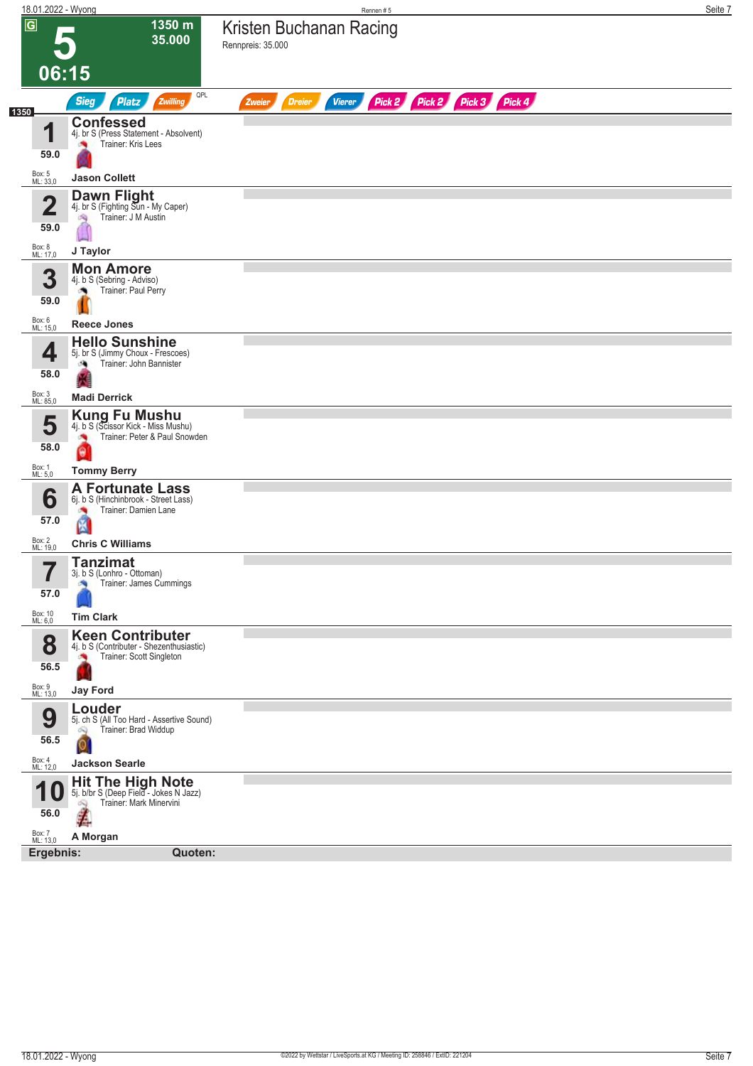# 5 — 06:15

**1350 m — 35.000**

## Kristen Buchanan Racing

Rennpreis: 35.000

Sieg | Platz | Zwilling | QPL | Zweier | Dreier | Vierer | Pick 2 | Pick 2 | Pick 3 | Pick 4

1350

| Nr. | Pferd | Gewicht | Box | ML | Jockey |
|---|---|---|---|---|---|
| 1 | **Confessed** — 4j. br S (Press Statement - Absolvent) — Trainer: Kris Lees | 59.0 | 5 | 33,0 | Jason Collett |
| 2 | **Dawn Flight** — 4j. br S (Fighting Sun - My Caper) — Trainer: J M Austin | 59.0 | 8 | 17,0 | J Taylor |
| 3 | **Mon Amore** — 4j. b S (Sebring - Adviso) — Trainer: Paul Perry | 59.0 | 6 | 15,0 | Reece Jones |
| 4 | **Hello Sunshine** — 5j. br S (Jimmy Choux - Frescoes) — Trainer: John Bannister | 58.0 | 3 | 85,0 | Madi Derrick |
| 5 | **Kung Fu Mushu** — 4j. b S (Scissor Kick - Miss Mushu) — Trainer: Peter & Paul Snowden | 58.0 | 1 | 5,0 | Tommy Berry |
| 6 | **A Fortunate Lass** — 6j. b S (Hinchinbrook - Street Lass) — Trainer: Damien Lane | 57.0 | 2 | 19,0 | Chris C Williams |
| 7 | **Tanzimat** — 3j. b S (Lonhro - Ottoman) — Trainer: James Cummings | 57.0 | 10 | 6,0 | Tim Clark |
| 8 | **Keen Contributer** — 4j. b S (Contributer - Shezenthusiastic) — Trainer: Scott Singleton | 56.5 | 9 | 13,0 | Jay Ford |
| 9 | **Louder** — 5j. ch S (All Too Hard - Assertive Sound) — Trainer: Brad Widdup | 56.5 | 4 | 12,0 | Jackson Searle |
| 10 | **Hit The High Note** — 5j. b/br S (Deep Field - Jokes N Jazz) — Trainer: Mark Minervini | 56.0 | 7 | 13,0 | A Morgan |

**Ergebnis:** **Quoten:**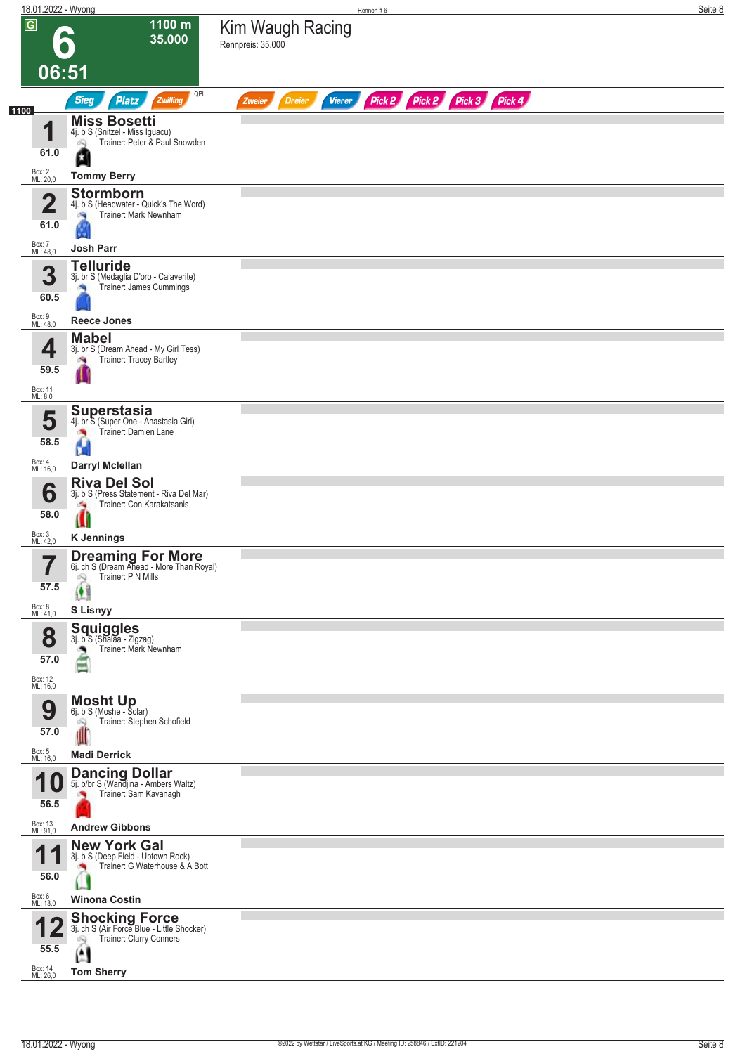# 6 — 06:51

**1100 m — 35.000**

## Kim Waugh Racing

Rennpreis: 35.000

Sieg | Platz | Zwilling | QPL | Zweier | Dreier | Vierer | Pick 2 | Pick 2 | Pick 3 | Pick 4

**1100**

| Nr. | Gewicht | Pferd | Abstammung | Trainer | Jockey | Box | ML |
|---|---|---|---|---|---|---|---|
| 1 | 61.0 | **Miss Bosetti** | 4j. b S (Snitzel - Miss Iguacu) | Peter & Paul Snowden | Tommy Berry | 2 | 20,0 |
| 2 | 61.0 | **Stormborn** | 4j. b S (Headwater - Quick's The Word) | Mark Newnham | Josh Parr | 7 | 48,0 |
| 3 | 60.5 | **Telluride** | 3j. br S (Medaglia D'oro - Calaverite) | James Cummings | Reece Jones | 9 | 48,0 |
| 4 | 59.5 | **Mabel** | 3j. br S (Dream Ahead - My Girl Tess) | Tracey Bartley | | 11 | 8,0 |
| 5 | 58.5 | **Superstasia** | 4j. br S (Super One - Anastasia Girl) | Damien Lane | Darryl Mclellan | 4 | 16,0 |
| 6 | 58.0 | **Riva Del Sol** | 3j. b S (Press Statement - Riva Del Mar) | Con Karakatsanis | K Jennings | 3 | 42,0 |
| 7 | 57.5 | **Dreaming For More** | 6j. ch S (Dream Ahead - More Than Royal) | P N Mills | S Lisnyy | 8 | 41,0 |
| 8 | 57.0 | **Squiggles** | 3j. b S (Shalaa - Zigzag) | Mark Newnham | | 12 | 16,0 |
| 9 | 57.0 | **Mosht Up** | 6j. b S (Moshe - Solar) | Stephen Schofield | Madi Derrick | 5 | 16,0 |
| 10 | 56.5 | **Dancing Dollar** | 5j. b/br S (Wandjina - Ambers Waltz) | Sam Kavanagh | Andrew Gibbons | 13 | 91,0 |
| 11 | 56.0 | **New York Gal** | 3j. b S (Deep Field - Uptown Rock) | G Waterhouse & A Bott | Winona Costin | 6 | 13,0 |
| 12 | 55.5 | **Shocking Force** | 3j. ch S (Air Force Blue - Little Shocker) | Clarry Conners | Tom Sherry | 14 | 26,0 |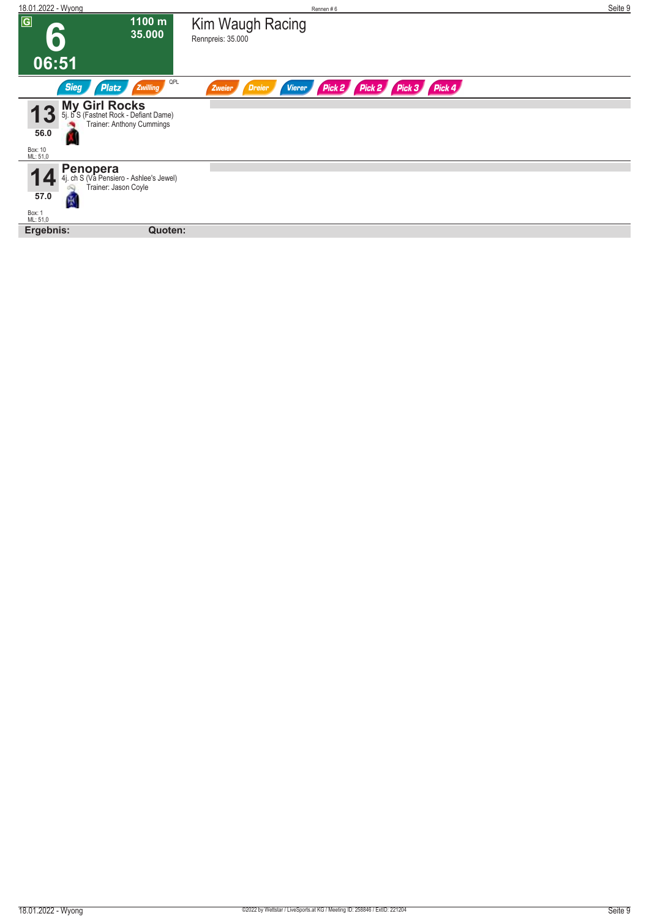# 6

**1100 m**
**35.000**

**06:51**

## Kim Waugh Racing

Rennpreis: 35.000

Sieg | Platz | Zwilling | QPL | Zweier | Dreier | Vierer | Pick 2 | Pick 2 | Pick 3 | Pick 4

### 13 My Girl Rocks

5j. b S (Fastnet Rock - Defiant Dame)

Trainer: Anthony Cummings

56.0

Box: 10
ML: 51,0

### 14 Penopera

4j. ch S (Va Pensiero - Ashlee's Jewel)

Trainer: Jason Coyle

57.0

Box: 1
ML: 51,0

**Ergebnis:** **Quoten:**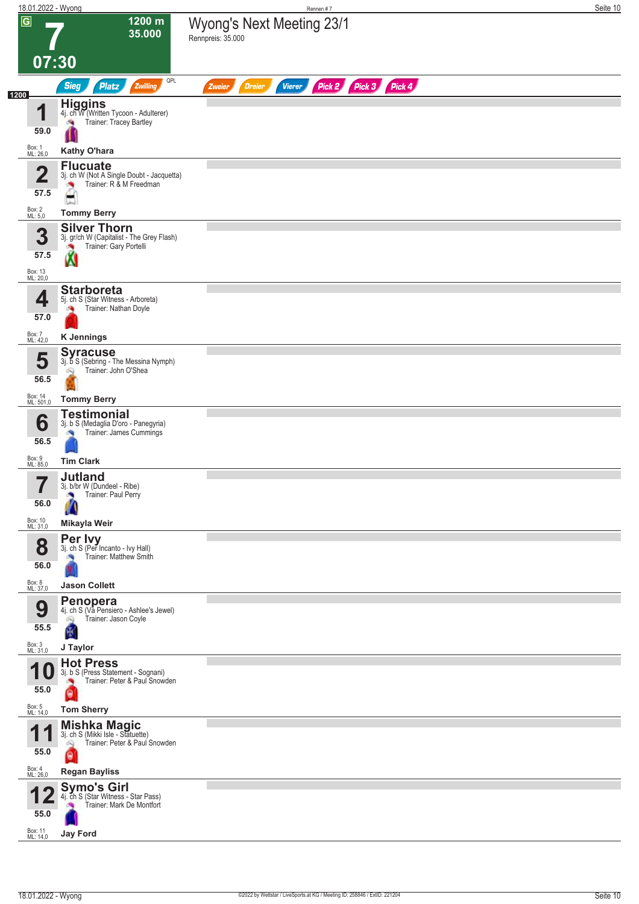# 7 — Wyong's Next Meeting 23/1

G | 1200 m | 35.000 | 07:30

Rennpreis: 35.000

Sieg · Platz · Zwilling · QPL · Zweier · Dreier · Vierer · Pick 2 · Pick 3 · Pick 4

**1200**

| Nr. | Pferd | Gewicht | Box | ML | Abstammung | Trainer | Jockey |
|---|---|---|---|---|---|---|---|
| 1 | **Higgins** | 59.0 | 1 | 26,0 | 4j. ch W (Written Tycoon - Adulterer) | Tracey Bartley | Kathy O'hara |
| 2 | **Flucuate** | 57.5 | 2 | 5,0 | 3j. ch W (Not A Single Doubt - Jacquetta) | R & M Freedman | Tommy Berry |
| 3 | **Silver Thorn** | 57.5 | 13 | 20,0 | 3j. gr/ch W (Capitalist - The Grey Flash) | Gary Portelli | |
| 4 | **Starboreta** | 57.0 | 7 | 42,0 | 5j. ch S (Star Witness - Arboreta) | Nathan Doyle | K Jennings |
| 5 | **Syracuse** | 56.5 | 14 | 501,0 | 3j. b S (Sebring - The Messina Nymph) | John O'Shea | Tommy Berry |
| 6 | **Testimonial** | 56.5 | 9 | 85,0 | 3j. b S (Medaglia D'oro - Panegyria) | James Cummings | Tim Clark |
| 7 | **Jutland** | 56.0 | 10 | 31,0 | 3j. b/br W (Dundeel - Ribe) | Paul Perry | Mikayla Weir |
| 8 | **Per Ivy** | 56.0 | 8 | 37,0 | 3j. ch S (Per Incanto - Ivy Hall) | Matthew Smith | Jason Collett |
| 9 | **Penopera** | 55.5 | 3 | 31,0 | 4j. ch S (Va Pensiero - Ashlee's Jewel) | Jason Coyle | J Taylor |
| 10 | **Hot Press** | 55.0 | 5 | 14,0 | 3j. b S (Press Statement - Sognani) | Peter & Paul Snowden | Tom Sherry |
| 11 | **Mishka Magic** | 55.0 | 4 | 26,0 | 3j. ch S (Mikki Isle - Statuette) | Peter & Paul Snowden | Regan Bayliss |
| 12 | **Symo's Girl** | 55.0 | 11 | 14,0 | 4j. ch S (Star Witness - Star Pass) | Mark De Montfort | Jay Ford |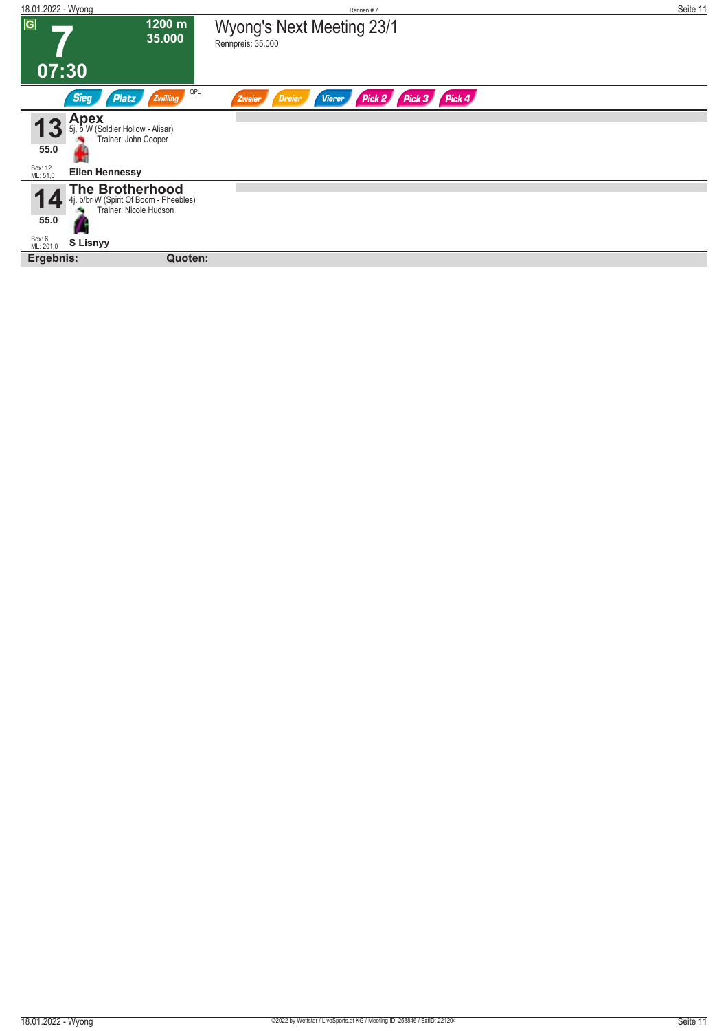G

# 7

1200 m
35.000

07:30

## Wyong's Next Meeting 23/1

Rennpreis: 35.000

Sieg Platz Zwilling QPL Zweier Dreier Vierer Pick 2 Pick 3 Pick 4

**13** **Apex**
5j. b W (Soldier Hollow - Alisar)
Trainer: John Cooper
55.0
Box: 12
ML: 51,0
**Ellen Hennessy**

**14** **The Brotherhood**
4j. b/br W (Spirit Of Boom - Pheebles)
Trainer: Nicole Hudson
55.0
Box: 6
ML: 201,0
**S Lisnyy**

**Ergebnis:** **Quoten:**